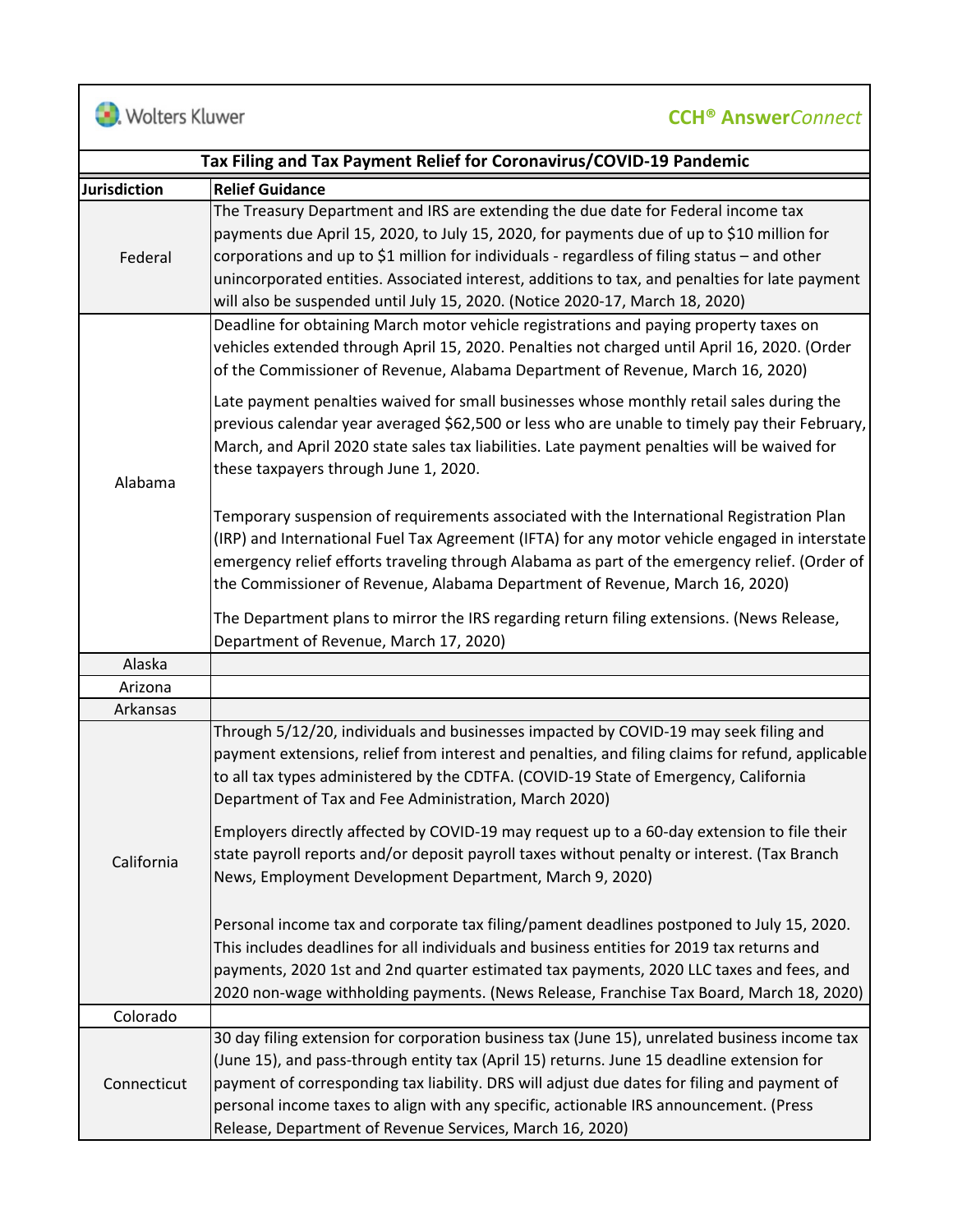Wolters Kluwer

**CCH® Answer*Connect***

## Tax Filing and Tax Payment Relief for Coronavirus/COVID-19 Pandemic

| Jurisdiction | Relief Guidance |
|---|---|
| Federal | The Treasury Department and IRS are extending the due date for Federal income tax payments due April 15, 2020, to July 15, 2020, for payments due of up to $10 million for corporations and up to $1 million for individuals - regardless of filing status – and other unincorporated entities. Associated interest, additions to tax, and penalties for late payment will also be suspended until July 15, 2020. (Notice 2020-17, March 18, 2020) |
| Alabama | Deadline for obtaining March motor vehicle registrations and paying property taxes on vehicles extended through April 15, 2020. Penalties not charged until April 16, 2020. (Order of the Commissioner of Revenue, Alabama Department of Revenue, March 16, 2020)<br><br>Late payment penalties waived for small businesses whose monthly retail sales during the previous calendar year averaged $62,500 or less who are unable to timely pay their February, March, and April 2020 state sales tax liabilities. Late payment penalties will be waived for these taxpayers through June 1, 2020.<br><br>Temporary suspension of requirements associated with the International Registration Plan (IRP) and International Fuel Tax Agreement (IFTA) for any motor vehicle engaged in interstate emergency relief efforts traveling through Alabama as part of the emergency relief. (Order of the Commissioner of Revenue, Alabama Department of Revenue, March 16, 2020)<br><br>The Department plans to mirror the IRS regarding return filing extensions. (News Release, Department of Revenue, March 17, 2020) |
| Alaska | |
| Arizona | |
| Arkansas | |
| California | Through 5/12/20, individuals and businesses impacted by COVID-19 may seek filing and payment extensions, relief from interest and penalties, and filing claims for refund, applicable to all tax types administered by the CDTFA. (COVID-19 State of Emergency, California Department of Tax and Fee Administration, March 2020)<br><br>Employers directly affected by COVID-19 may request up to a 60-day extension to file their state payroll reports and/or deposit payroll taxes without penalty or interest. (Tax Branch News, Employment Development Department, March 9, 2020)<br><br>Personal income tax and corporate tax filing/pament deadlines postponed to July 15, 2020. This includes deadlines for all individuals and business entities for 2019 tax returns and payments, 2020 1st and 2nd quarter estimated tax payments, 2020 LLC taxes and fees, and 2020 non-wage withholding payments. (News Release, Franchise Tax Board, March 18, 2020) |
| Colorado | |
| Connecticut | 30 day filing extension for corporation business tax (June 15), unrelated business income tax (June 15), and pass-through entity tax (April 15) returns. June 15 deadline extension for payment of corresponding tax liability. DRS will adjust due dates for filing and payment of personal income taxes to align with any specific, actionable IRS announcement. (Press Release, Department of Revenue Services, March 16, 2020) |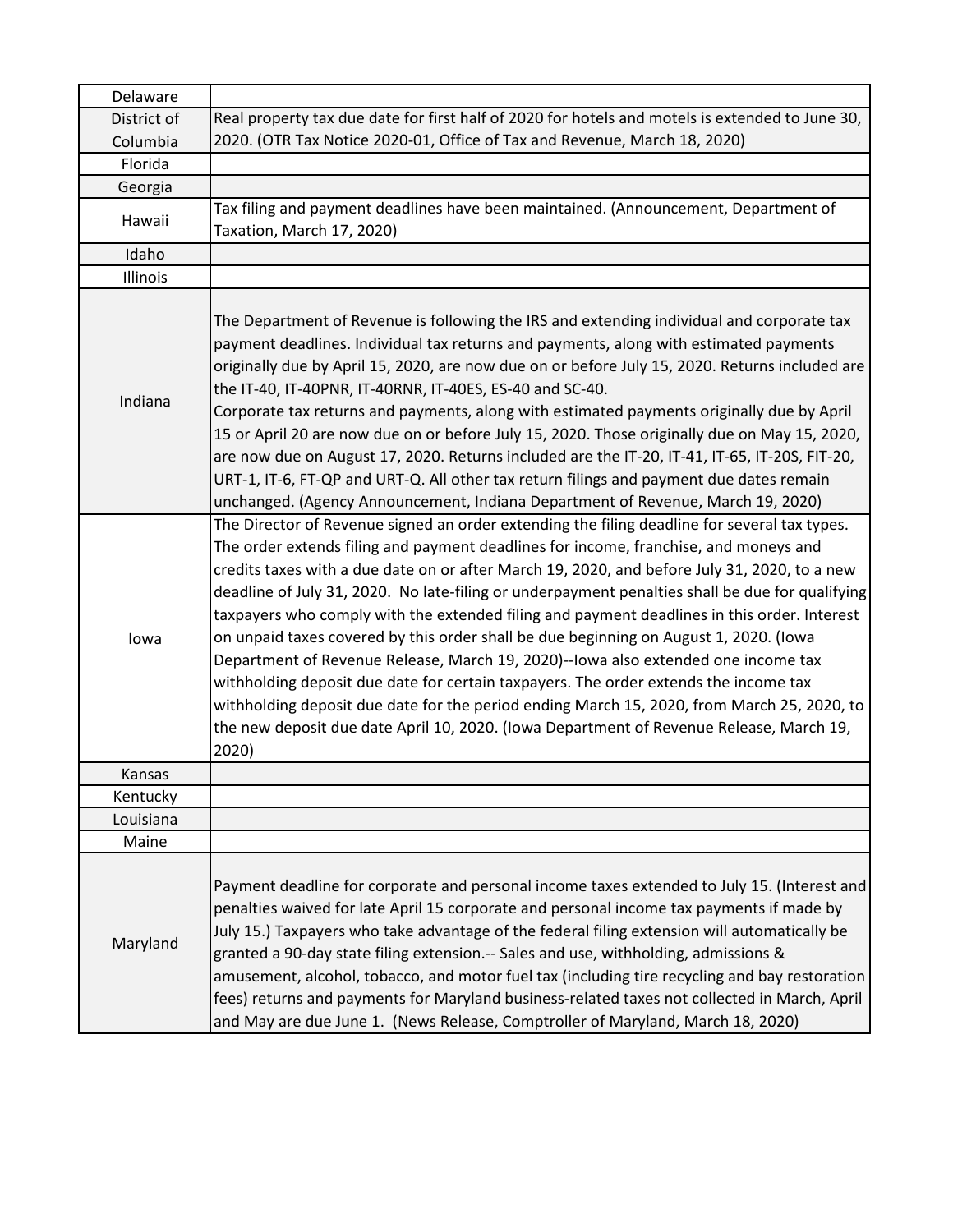| | |
|---|---|
| Delaware | |
| District of Columbia | Real property tax due date for first half of 2020 for hotels and motels is extended to June 30, 2020. (OTR Tax Notice 2020-01, Office of Tax and Revenue, March 18, 2020) |
| Florida | |
| Georgia | |
| Hawaii | Tax filing and payment deadlines have been maintained. (Announcement, Department of Taxation, March 17, 2020) |
| Idaho | |
| Illinois | |
| Indiana | The Department of Revenue is following the IRS and extending individual and corporate tax payment deadlines. Individual tax returns and payments, along with estimated payments originally due by April 15, 2020, are now due on or before July 15, 2020. Returns included are the IT-40, IT-40PNR, IT-40RNR, IT-40ES, ES-40 and SC-40.<br>Corporate tax returns and payments, along with estimated payments originally due by April 15 or April 20 are now due on or before July 15, 2020. Those originally due on May 15, 2020, are now due on August 17, 2020. Returns included are the IT-20, IT-41, IT-65, IT-20S, FIT-20, URT-1, IT-6, FT-QP and URT-Q. All other tax return filings and payment due dates remain unchanged. (Agency Announcement, Indiana Department of Revenue, March 19, 2020) |
| Iowa | The Director of Revenue signed an order extending the filing deadline for several tax types. The order extends filing and payment deadlines for income, franchise, and moneys and credits taxes with a due date on or after March 19, 2020, and before July 31, 2020, to a new deadline of July 31, 2020. No late-filing or underpayment penalties shall be due for qualifying taxpayers who comply with the extended filing and payment deadlines in this order. Interest on unpaid taxes covered by this order shall be due beginning on August 1, 2020. (Iowa Department of Revenue Release, March 19, 2020)--Iowa also extended one income tax withholding deposit due date for certain taxpayers. The order extends the income tax withholding deposit due date for the period ending March 15, 2020, from March 25, 2020, to the new deposit due date April 10, 2020. (Iowa Department of Revenue Release, March 19, 2020) |
| Kansas | |
| Kentucky | |
| Louisiana | |
| Maine | |
| Maryland | Payment deadline for corporate and personal income taxes extended to July 15. (Interest and penalties waived for late April 15 corporate and personal income tax payments if made by July 15.) Taxpayers who take advantage of the federal filing extension will automatically be granted a 90-day state filing extension.-- Sales and use, withholding, admissions & amusement, alcohol, tobacco, and motor fuel tax (including tire recycling and bay restoration fees) returns and payments for Maryland business-related taxes not collected in March, April and May are due June 1. (News Release, Comptroller of Maryland, March 18, 2020) |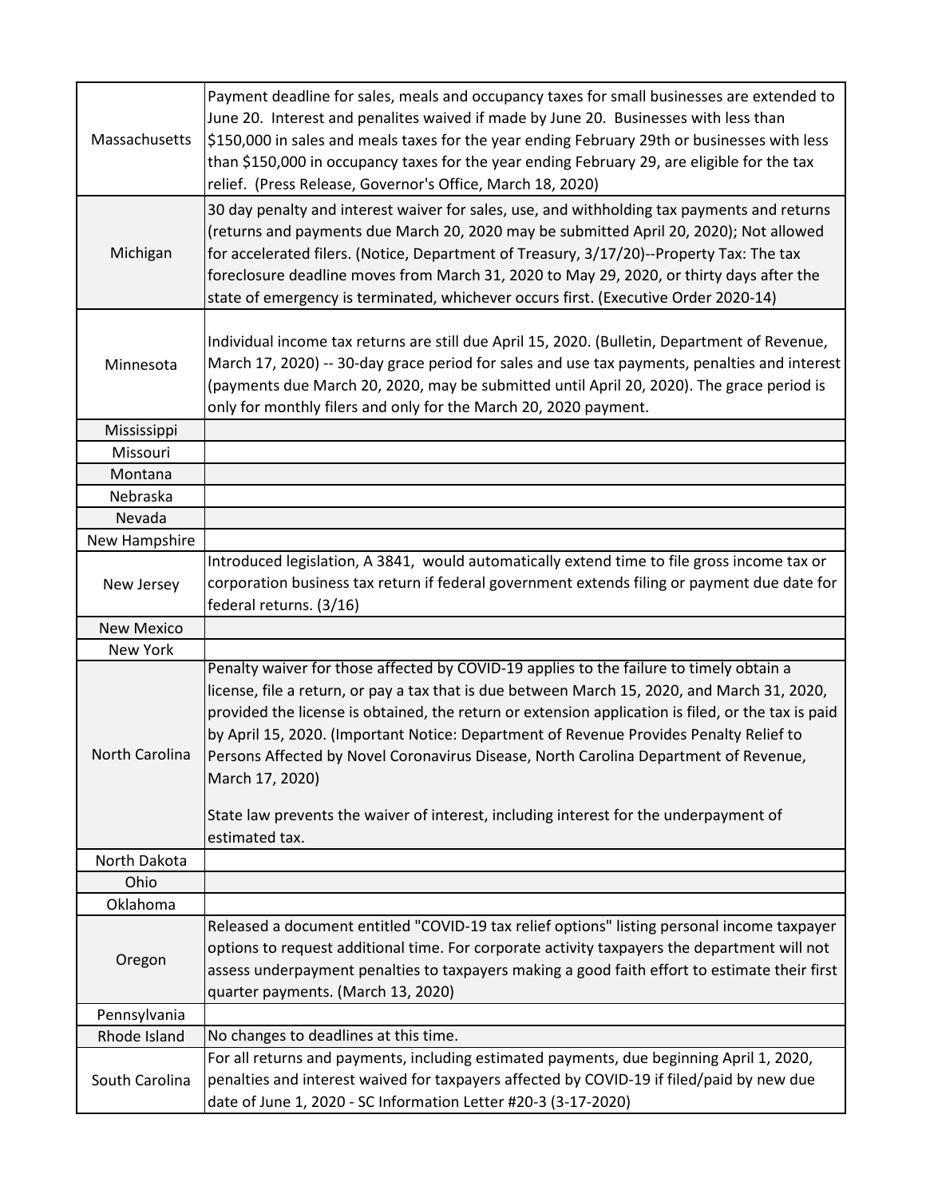| | |
|---|---|
| Massachusetts | Payment deadline for sales, meals and occupancy taxes for small businesses are extended to June 20. Interest and penalites waived if made by June 20. Businesses with less than $150,000 in sales and meals taxes for the year ending February 29th or businesses with less than $150,000 in occupancy taxes for the year ending February 29, are eligible for the tax relief. (Press Release, Governor's Office, March 18, 2020) |
| Michigan | 30 day penalty and interest waiver for sales, use, and withholding tax payments and returns (returns and payments due March 20, 2020 may be submitted April 20, 2020); Not allowed for accelerated filers. (Notice, Department of Treasury, 3/17/20)--Property Tax: The tax foreclosure deadline moves from March 31, 2020 to May 29, 2020, or thirty days after the state of emergency is terminated, whichever occurs first. (Executive Order 2020-14) |
| Minnesota | Individual income tax returns are still due April 15, 2020. (Bulletin, Department of Revenue, March 17, 2020) -- 30-day grace period for sales and use tax payments, penalties and interest (payments due March 20, 2020, may be submitted until April 20, 2020). The grace period is only for monthly filers and only for the March 20, 2020 payment. |
| Mississippi | |
| Missouri | |
| Montana | |
| Nebraska | |
| Nevada | |
| New Hampshire | |
| New Jersey | Introduced legislation, A 3841, would automatically extend time to file gross income tax or corporation business tax return if federal government extends filing or payment due date for federal returns. (3/16) |
| New Mexico | |
| New York | |
| North Carolina | Penalty waiver for those affected by COVID-19 applies to the failure to timely obtain a license, file a return, or pay a tax that is due between March 15, 2020, and March 31, 2020, provided the license is obtained, the return or extension application is filed, or the tax is paid by April 15, 2020. (Important Notice: Department of Revenue Provides Penalty Relief to Persons Affected by Novel Coronavirus Disease, North Carolina Department of Revenue, March 17, 2020)<br><br>State law prevents the waiver of interest, including interest for the underpayment of estimated tax. |
| North Dakota | |
| Ohio | |
| Oklahoma | |
| Oregon | Released a document entitled "COVID-19 tax relief options" listing personal income taxpayer options to request additional time. For corporate activity taxpayers the department will not assess underpayment penalties to taxpayers making a good faith effort to estimate their first quarter payments. (March 13, 2020) |
| Pennsylvania | |
| Rhode Island | No changes to deadlines at this time. |
| South Carolina | For all returns and payments, including estimated payments, due beginning April 1, 2020, penalties and interest waived for taxpayers affected by COVID-19 if filed/paid by new due date of June 1, 2020 - SC Information Letter #20-3 (3-17-2020) |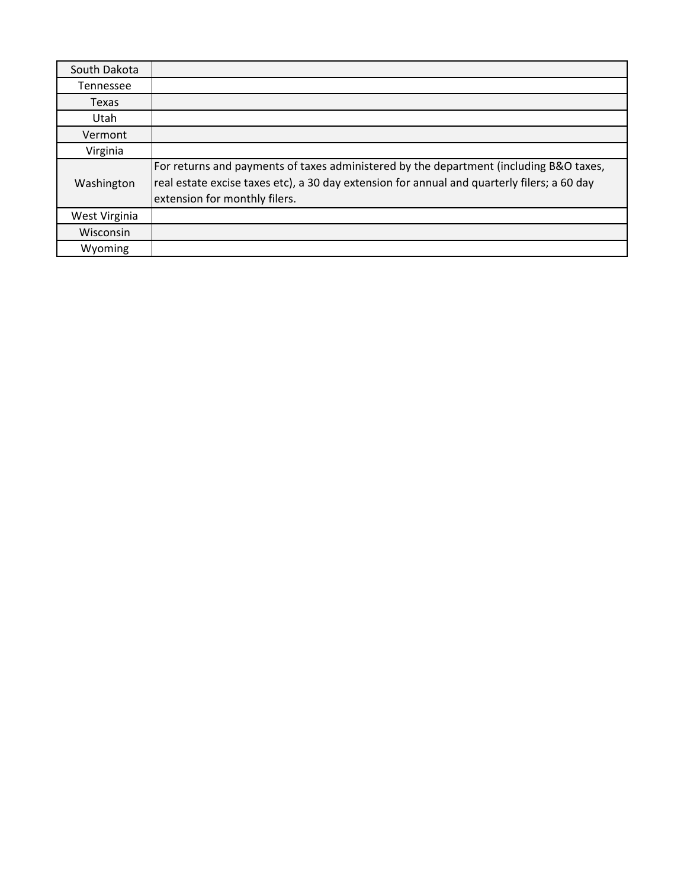| | |
|---|---|
| South Dakota | |
| Tennessee | |
| Texas | |
| Utah | |
| Vermont | |
| Virginia | |
| Washington | For returns and payments of taxes administered by the department (including B&O taxes, real estate excise taxes etc), a 30 day extension for annual and quarterly filers; a 60 day extension for monthly filers. |
| West Virginia | |
| Wisconsin | |
| Wyoming | |